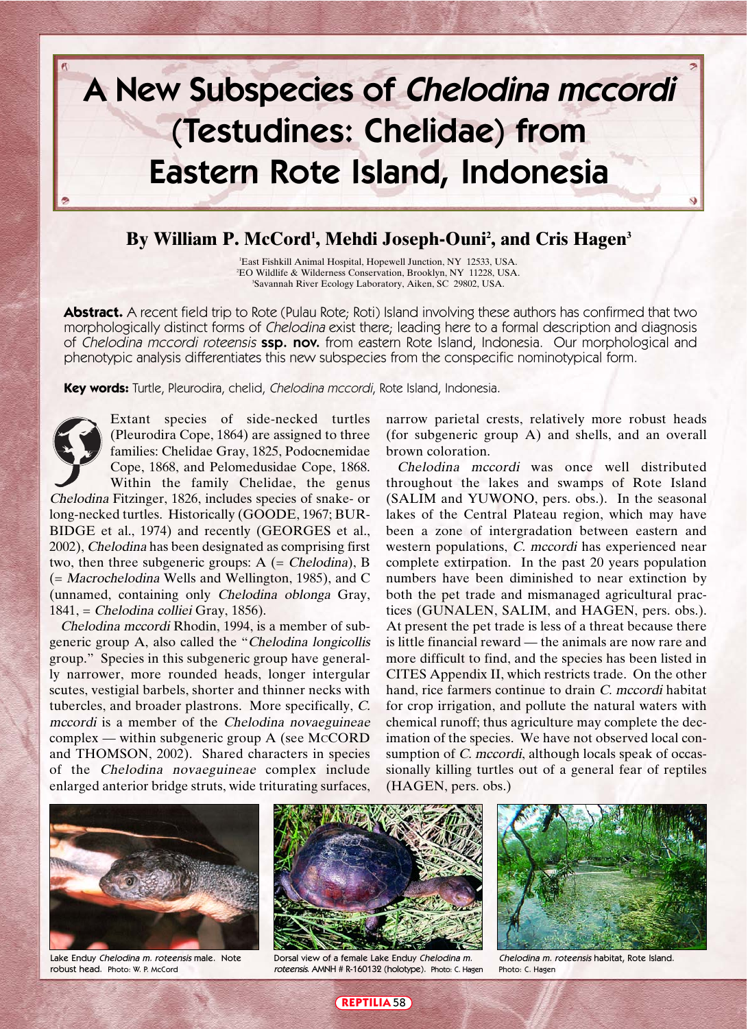# A New Subspecies of *Chelodina mccordi* (Testudines: Chelidae) from Eastern Rote Island, Indonesia

## By William P. McCord[1], Mehdi Joseph-Ouni[2], and Cris Hagen[3]

[1]East Fishkill Animal Hospital, Hopewell Junction, NY 12533, USA.
[2]EO Wildlife & Wilderness Conservation, Brooklyn, NY 11228, USA.
[3]Savannah River Ecology Laboratory, Aiken, SC 29802, USA.

**Abstract.** A recent field trip to Rote (Pulau Rote; Roti) Island involving these authors has confirmed that two morphologically distinct forms of *Chelodina* exist there; leading here to a formal description and diagnosis of *Chelodina mccordi roteensis* **ssp. nov.** from eastern Rote Island, Indonesia. Our morphological and phenotypic analysis differentiates this new subspecies from the conspecific nominotypical form.

**Key words:** Turtle, Pleurodira, chelid, *Chelodina mccordi*, Rote Island, Indonesia.

Extant species of side-necked turtles (Pleurodira Cope, 1864) are assigned to three families: Chelidae Gray, 1825, Podocnemidae Cope, 1868, and Pelomedusidae Cope, 1868. Within the family Chelidae, the genus *Chelodina* Fitzinger, 1826, includes species of snake- or long-necked turtles. Historically (GOODE, 1967; BURBIDGE et al., 1974) and recently (GEORGES et al., 2002), *Chelodina* has been designated as comprising first two, then three subgeneric groups: A (= *Chelodina*), B (= *Macrochelodina* Wells and Wellington, 1985), and C (unnamed, containing only *Chelodina oblonga* Gray, 1841, = *Chelodina colliei* Gray, 1856).

*Chelodina mccordi* Rhodin, 1994, is a member of subgeneric group A, also called the "*Chelodina longicollis* group." Species in this subgeneric group have generally narrower, more rounded heads, longer intergular scutes, vestigial barbels, shorter and thinner necks with tubercles, and broader plastrons. More specifically, *C. mccordi* is a member of the *Chelodina novaeguineae* complex — within subgeneric group A (see McCORD and THOMSON, 2002). Shared characters in species of the *Chelodina novaeguineae* complex include enlarged anterior bridge struts, wide triturating surfaces, narrow parietal crests, relatively more robust heads (for subgeneric group A) and shells, and an overall brown coloration.

*Chelodina mccordi* was once well distributed throughout the lakes and swamps of Rote Island (SALIM and YUWONO, pers. obs.). In the seasonal lakes of the Central Plateau region, which may have been a zone of intergradation between eastern and western populations, *C. mccordi* has experienced near complete extirpation. In the past 20 years population numbers have been diminished to near extinction by both the pet trade and mismanaged agricultural practices (GUNALEN, SALIM, and HAGEN, pers. obs.). At present the pet trade is less of a threat because there is little financial reward — the animals are now rare and more difficult to find, and the species has been listed in CITES Appendix II, which restricts trade. On the other hand, rice farmers continue to drain *C. mccordi* habitat for crop irrigation, and pollute the natural waters with chemical runoff; thus agriculture may complete the decimation of the species. We have not observed local consumption of *C. mccordi*, although locals speak of occasionally killing turtles out of a general fear of reptiles (HAGEN, pers. obs.)

Lake Enduy *Chelodina m. roteensis* male. Note robust head. Photo: W. P. McCord

Dorsal view of a female Lake Enduy *Chelodina m. roteensis*. AMNH # R-160132 (holotype). Photo: C. Hagen

*Chelodina m. roteensis* habitat, Rote Island. Photo: C. Hagen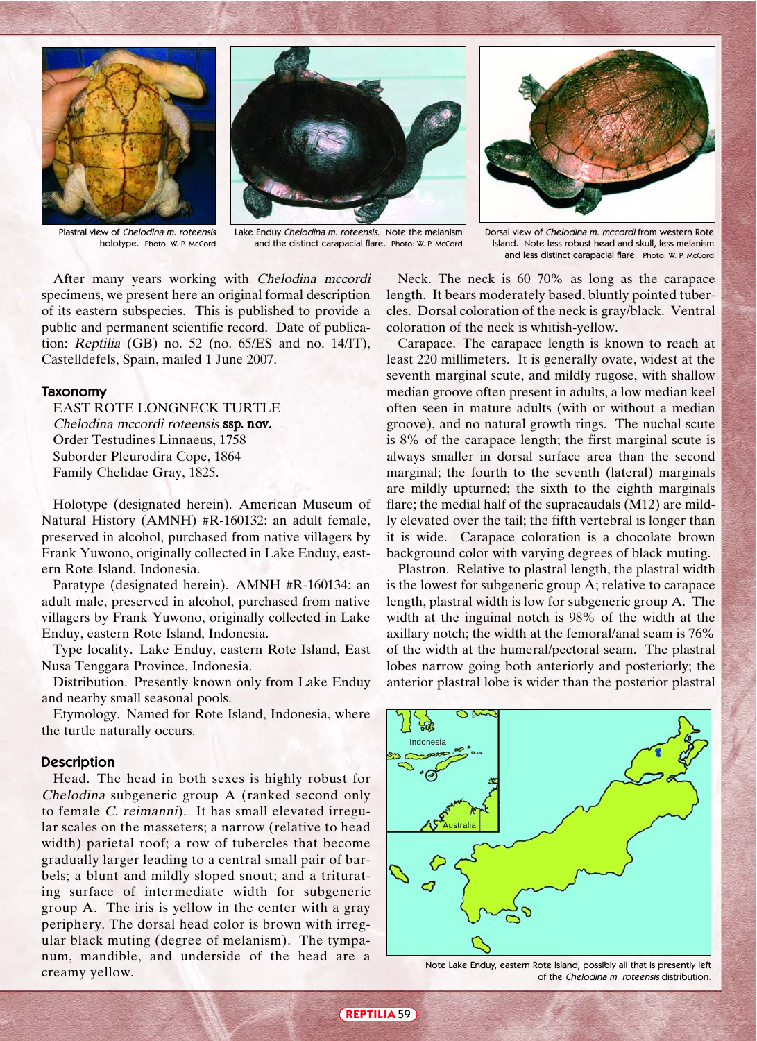Plastral view of *Chelodina m. roteensis* holotype. Photo: W. P. McCord

Lake Enduy *Chelodina m. roteensis*. Note the melanism and the distinct carapacial flare. Photo: W. P. McCord

Dorsal view of *Chelodina m. mccordi* from western Rote Island. Note less robust head and skull, less melanism and less distinct carapacial flare. Photo: W. P. McCord

After many years working with *Chelodina mccordi* specimens, we present here an original formal description of its eastern subspecies. This is published to provide a public and permanent scientific record. Date of publication: *Reptilia* (GB) no. 52 (no. 65/ES and no. 14/IT), Castelldefels, Spain, mailed 1 June 2007.

## Taxonomy

EAST ROTE LONGNECK TURTLE
*Chelodina mccordi roteensis* **ssp. nov.**
Order Testudines Linnaeus, 1758
Suborder Pleurodira Cope, 1864
Family Chelidae Gray, 1825.

Holotype (designated herein). American Museum of Natural History (AMNH) #R-160132: an adult female, preserved in alcohol, purchased from native villagers by Frank Yuwono, originally collected in Lake Enduy, eastern Rote Island, Indonesia.

Paratype (designated herein). AMNH #R-160134: an adult male, preserved in alcohol, purchased from native villagers by Frank Yuwono, originally collected in Lake Enduy, eastern Rote Island, Indonesia.

Type locality. Lake Enduy, eastern Rote Island, East Nusa Tenggara Province, Indonesia.

Distribution. Presently known only from Lake Enduy and nearby small seasonal pools.

Etymology. Named for Rote Island, Indonesia, where the turtle naturally occurs.

## Description

Head. The head in both sexes is highly robust for *Chelodina* subgeneric group A (ranked second only to female *C. reimanni*). It has small elevated irregular scales on the masseters; a narrow (relative to head width) parietal roof; a row of tubercles that become gradually larger leading to a central small pair of barbels; a blunt and mildly sloped snout; and a triturating surface of intermediate width for subgeneric group A. The iris is yellow in the center with a gray periphery. The dorsal head color is brown with irregular black muting (degree of melanism). The tympanum, mandible, and underside of the head are a creamy yellow.

Neck. The neck is 60–70% as long as the carapace length. It bears moderately based, bluntly pointed tubercles. Dorsal coloration of the neck is gray/black. Ventral coloration of the neck is whitish-yellow.

Carapace. The carapace length is known to reach at least 220 millimeters. It is generally ovate, widest at the seventh marginal scute, and mildly rugose, with shallow median groove often present in adults, a low median keel often seen in mature adults (with or without a median groove), and no natural growth rings. The nuchal scute is 8% of the carapace length; the first marginal scute is always smaller in dorsal surface area than the second marginal; the fourth to the seventh (lateral) marginals are mildly upturned; the sixth to the eighth marginals flare; the medial half of the supracaudals (M12) are mildly elevated over the tail; the fifth vertebral is longer than it is wide. Carapace coloration is a chocolate brown background color with varying degrees of black muting.

Plastron. Relative to plastral length, the plastral width is the lowest for subgeneric group A; relative to carapace length, plastral width is low for subgeneric group A. The width at the inguinal notch is 98% of the width at the axillary notch; the width at the femoral/anal seam is 76% of the width at the humeral/pectoral seam. The plastral lobes narrow going both anteriorly and posteriorly; the anterior plastral lobe is wider than the posterior plastral

Indonesia

Australia

Note Lake Enduy, eastern Rote Island; possibly all that is presently left of the *Chelodina m. roteensis* distribution.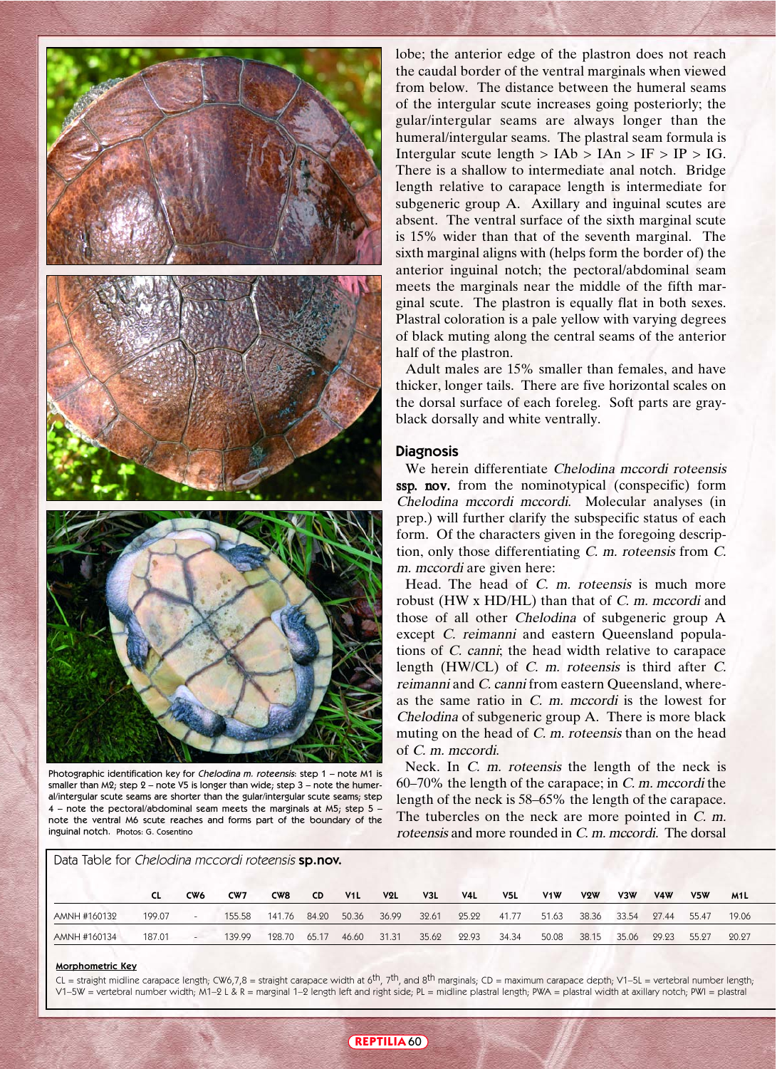Photographic identification key for *Chelodina m. roteensis*: step 1 – note M1 is smaller than M2; step 2 – note V5 is longer than wide; step 3 – note the humeral/intergular scute seams are shorter than the gular/intergular scute seams; step 4 – note the pectoral/abdominal seam meets the marginals at M5; step 5 – note the ventral M6 scute reaches and forms part of the boundary of the inguinal notch. Photos: G. Cosentino

lobe; the anterior edge of the plastron does not reach the caudal border of the ventral marginals when viewed from below. The distance between the humeral seams of the intergular scute increases going posteriorly; the gular/intergular seams are always longer than the humeral/intergular seams. The plastral seam formula is Intergular scute length > IAb > IAn > IF > IP > IG. There is a shallow to intermediate anal notch. Bridge length relative to carapace length is intermediate for subgeneric group A. Axillary and inguinal scutes are absent. The ventral surface of the sixth marginal scute is 15% wider than that of the seventh marginal. The sixth marginal aligns with (helps form the border of) the anterior inguinal notch; the pectoral/abdominal seam meets the marginals near the middle of the fifth marginal scute. The plastron is equally flat in both sexes. Plastral coloration is a pale yellow with varying degrees of black muting along the central seams of the anterior half of the plastron.

Adult males are 15% smaller than females, and have thicker, longer tails. There are five horizontal scales on the dorsal surface of each foreleg. Soft parts are gray-black dorsally and white ventrally.

## Diagnosis

We herein differentiate *Chelodina mccordi roteensis* **ssp. nov.** from the nominotypical (conspecific) form *Chelodina mccordi mccordi*. Molecular analyses (in prep.) will further clarify the subspecific status of each form. Of the characters given in the foregoing description, only those differentiating *C. m. roteensis* from *C. m. mccordi* are given here:

Head. The head of *C. m. roteensis* is much more robust (HW x HD/HL) than that of *C. m. mccordi* and those of all other *Chelodina* of subgeneric group A except *C. reimanni* and eastern Queensland populations of *C. canni*; the head width relative to carapace length (HW/CL) of *C. m. roteensis* is third after *C. reimanni* and *C. canni* from eastern Queensland, whereas the same ratio in *C. m. mccordi* is the lowest for *Chelodina* of subgeneric group A. There is more black muting on the head of *C. m. roteensis* than on the head of *C. m. mccordi*.

Neck. In *C. m. roteensis* the length of the neck is 60–70% the length of the carapace; in *C. m. mccordi* the length of the neck is 58–65% the length of the carapace. The tubercles on the neck are more pointed in *C. m. roteensis* and more rounded in *C. m. mccordi*. The dorsal

Data Table for *Chelodina mccordi roteensis* **sp.nov.**

| | CL | CW6 | CW7 | CW8 | CD | V1L | V2L | V3L | V4L | V5L | V1W | V2W | V3W | V4W | V5W | M1L |
|---|---|---|---|---|---|---|---|---|---|---|---|---|---|---|---|---|
| AMNH #160132 | 199.07 | - | 155.58 | 141.76 | 84.20 | 50.36 | 36.99 | 32.61 | 25.22 | 41.77 | 51.63 | 38.36 | 33.54 | 27.44 | 55.47 | 19.06 |
| AMNH #160134 | 187.01 | - | 139.99 | 128.70 | 65.17 | 46.60 | 31.31 | 35.62 | 22.93 | 34.34 | 50.08 | 38.15 | 35.06 | 29.23 | 55.27 | 20.27 |

**Morphometric Key**

CL = straight midline carapace length; CW6,7,8 = straight carapace width at 6th, 7th, and 8th marginals; CD = maximum carapace depth; V1–5L = vertebral number length; V1–5W = vertebral number width; M1–2 L & R = marginal 1–2 length left and right side; PL = midline plastral length; PWA = plastral width at axillary notch; PWI = plastral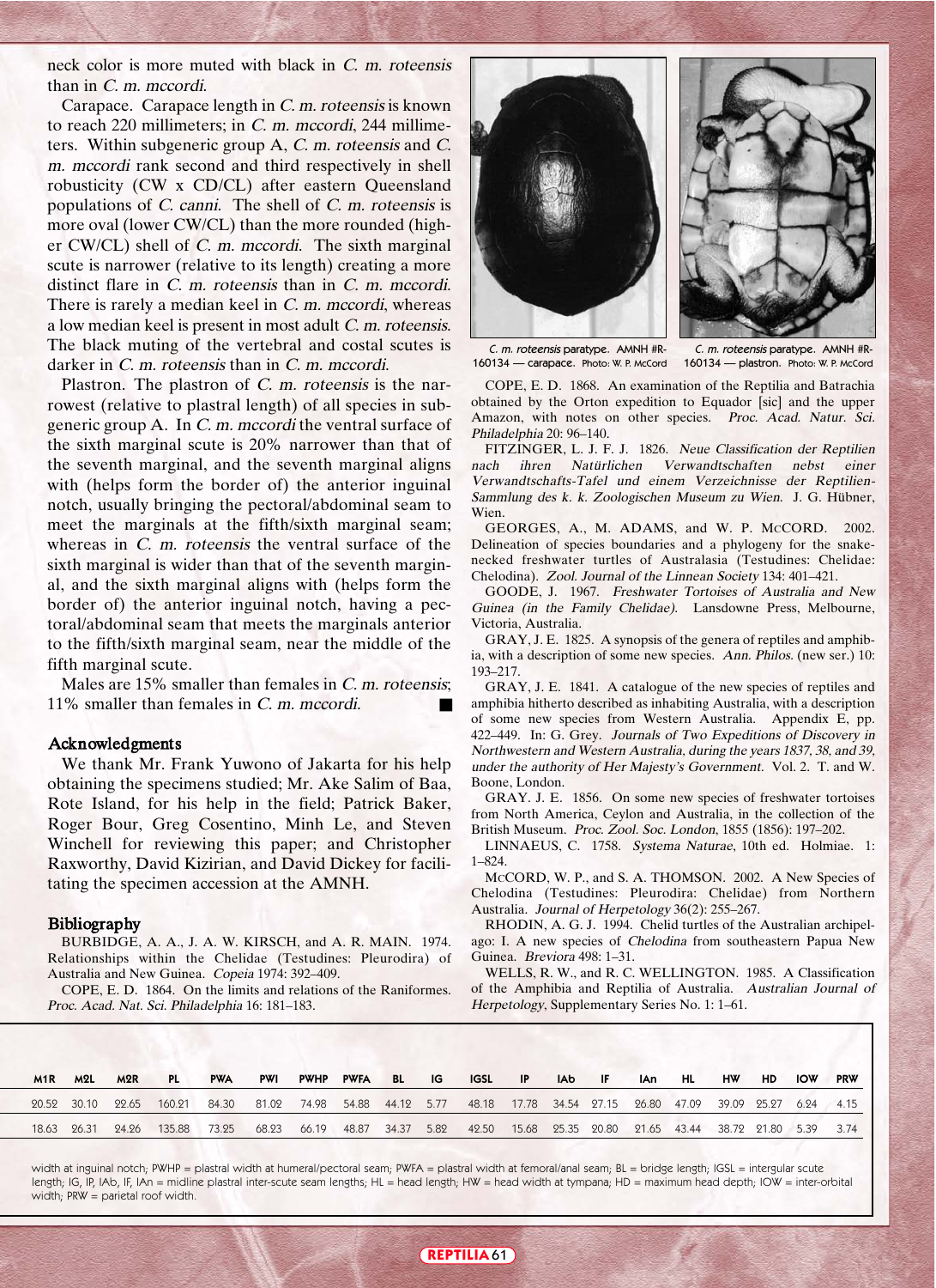neck color is more muted with black in *C. m. roteensis* than in *C. m. mccordi*.

Carapace. Carapace length in *C. m. roteensis* is known to reach 220 millimeters; in *C. m. mccordi*, 244 millimeters. Within subgeneric group A, *C. m. roteensis* and *C. m. mccordi* rank second and third respectively in shell robusticity (CW x CD/CL) after eastern Queensland populations of *C. canni*. The shell of *C. m. roteensis* is more oval (lower CW/CL) than the more rounded (higher CW/CL) shell of *C. m. mccordi*. The sixth marginal scute is narrower (relative to its length) creating a more distinct flare in *C. m. roteensis* than in *C. m. mccordi*. There is rarely a median keel in *C. m. mccordi*, whereas a low median keel is present in most adult *C. m. roteensis*. The black muting of the vertebral and costal scutes is darker in *C. m. roteensis* than in *C. m. mccordi*.

Plastron. The plastron of *C. m. roteensis* is the narrowest (relative to plastral length) of all species in subgeneric group A. In *C. m. mccordi* the ventral surface of the sixth marginal scute is 20% narrower than that of the seventh marginal, and the seventh marginal aligns with (helps form the border of) the anterior inguinal notch, usually bringing the pectoral/abdominal seam to meet the marginals at the fifth/sixth marginal seam; whereas in *C. m. roteensis* the ventral surface of the sixth marginal is wider than that of the seventh marginal, and the sixth marginal aligns with (helps form the border of) the anterior inguinal notch, having a pectoral/abdominal seam that meets the marginals anterior to the fifth/sixth marginal seam, near the middle of the fifth marginal scute.

Males are 15% smaller than females in *C. m. roteensis*; 11% smaller than females in *C. m. mccordi*. ■

*C. m. roteensis* paratype. AMNH #R-160134 — carapace. Photo: W. P. McCord

*C. m. roteensis* paratype. AMNH #R-160134 — plastron. Photo: W. P. McCord

## Acknowledgments

We thank Mr. Frank Yuwono of Jakarta for his help obtaining the specimens studied; Mr. Ake Salim of Baa, Rote Island, for his help in the field; Patrick Baker, Roger Bour, Greg Cosentino, Minh Le, and Steven Winchell for reviewing this paper; and Christopher Raxworthy, David Kizirian, and David Dickey for facilitating the specimen accession at the AMNH.

## Bibliography

BURBIDGE, A. A., J. A. W. KIRSCH, and A. R. MAIN. 1974. Relationships within the Chelidae (Testudines: Pleurodira) of Australia and New Guinea. *Copeia* 1974: 392–409.

COPE, E. D. 1864. On the limits and relations of the Raniformes. *Proc. Acad. Nat. Sci. Philadelphia* 16: 181–183.

COPE, E. D. 1868. An examination of the Reptilia and Batrachia obtained by the Orton expedition to Equador [sic] and the upper Amazon, with notes on other species. *Proc. Acad. Natur. Sci. Philadelphia* 20: 96–140.

FITZINGER, L. J. F. J. 1826. *Neue Classification der Reptilien nach ihren Natürlichen Verwandtschaften nebst einer Verwandtschafts-Tafel und einem Verzeichnisse der Reptilien-Sammlung des k. k. Zoologischen Museum zu Wien*. J. G. Hübner, Wien.

GEORGES, A., M. ADAMS, and W. P. McCORD. 2002. Delineation of species boundaries and a phylogeny for the snake-necked freshwater turtles of Australasia (Testudines: Chelidae: Chelodina). *Zool. Journal of the Linnean Society* 134: 401–421.

GOODE, J. 1967. *Freshwater Tortoises of Australia and New Guinea (in the Family Chelidae)*. Lansdowne Press, Melbourne, Victoria, Australia.

GRAY, J. E. 1825. A synopsis of the genera of reptiles and amphibia, with a description of some new species. *Ann. Philos.* (new ser.) 10: 193–217.

GRAY, J. E. 1841. A catalogue of the new species of reptiles and amphibia hitherto described as inhabiting Australia, with a description of some new species from Western Australia. Appendix E, pp. 422–449. In: G. Grey. *Journals of Two Expeditions of Discovery in Northwestern and Western Australia, during the years 1837, 38, and 39, under the authority of Her Majesty's Government*. Vol. 2. T. and W. Boone, London.

GRAY, J. E. 1856. On some new species of freshwater tortoises from North America, Ceylon and Australia, in the collection of the British Museum. *Proc. Zool. Soc. London*, 1855 (1856): 197–202.

LINNAEUS, C. 1758. *Systema Naturae*, 10th ed. Holmiae. 1: 1–824.

McCORD, W. P., and S. A. THOMSON. 2002. A New Species of Chelodina (Testudines: Pleurodira: Chelidae) from Northern Australia. *Journal of Herpetology* 36(2): 255–267.

RHODIN, A. G. J. 1994. Chelid turtles of the Australian archipelago: I. A new species of *Chelodina* from southeastern Papua New Guinea. *Breviora* 498: 1–31.

WELLS, R. W., and R. C. WELLINGTON. 1985. A Classification of the Amphibia and Reptilia of Australia. *Australian Journal of Herpetology*, Supplementary Series No. 1: 1–61.

| M1R | M2L | M2R | PL | PWA | PWI | PWHP | PWFA | BL | IG | IGSL | IP | IAb | IF | IAn | HL | HW | HD | IOW | PRW |
|---|---|---|---|---|---|---|---|---|---|---|---|---|---|---|---|---|---|---|---|
| 20.52 | 30.10 | 22.65 | 160.21 | 84.30 | 81.02 | 74.98 | 54.88 | 44.12 | 5.77 | 48.18 | 17.78 | 34.54 | 27.15 | 26.80 | 47.09 | 39.09 | 25.27 | 6.24 | 4.15 |
| 18.63 | 26.31 | 24.26 | 135.88 | 73.25 | 68.23 | 66.19 | 48.87 | 34.37 | 5.82 | 42.50 | 15.68 | 25.35 | 20.80 | 21.65 | 43.44 | 38.72 | 21.80 | 5.39 | 3.74 |

width at inguinal notch; PWHP = plastral width at humeral/pectoral seam; PWFA = plastral width at femoral/anal seam; BL = bridge length; IGSL = intergular scute length; IG, IP, IAb, IF, IAn = midline plastral inter-scute seam lengths; HL = head length; HW = head width at tympana; HD = maximum head depth; IOW = inter-orbital width; PRW = parietal roof width.